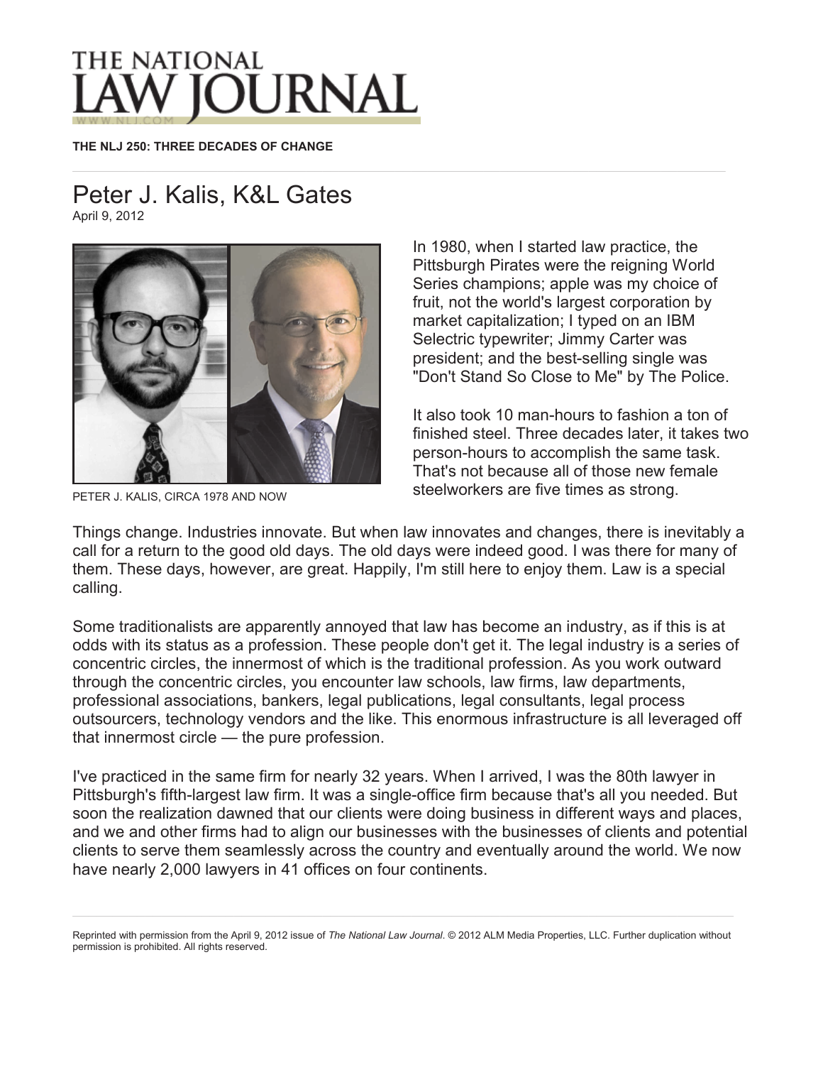# THE NATIONAL LAW JOURNAL

**THE NLJ 250: THREE DECADES OF CHANGE**

## Peter J. Kalis, K&L Gates

April 9, 2012

PETER J. KALIS, CIRCA 1978 AND NOW

In 1980, when I started law practice, the Pittsburgh Pirates were the reigning World Series champions; apple was my choice of fruit, not the world's largest corporation by market capitalization; I typed on an IBM Selectric typewriter; Jimmy Carter was president; and the best-selling single was "Don't Stand So Close to Me" by The Police.

It also took 10 man-hours to fashion a ton of finished steel. Three decades later, it takes two person-hours to accomplish the same task. That's not because all of those new female steelworkers are five times as strong.

Things change. Industries innovate. But when law innovates and changes, there is inevitably a call for a return to the good old days. The old days were indeed good. I was there for many of them. These days, however, are great. Happily, I'm still here to enjoy them. Law is a special calling.

Some traditionalists are apparently annoyed that law has become an industry, as if this is at odds with its status as a profession. These people don't get it. The legal industry is a series of concentric circles, the innermost of which is the traditional profession. As you work outward through the concentric circles, you encounter law schools, law firms, law departments, professional associations, bankers, legal publications, legal consultants, legal process outsourcers, technology vendors and the like. This enormous infrastructure is all leveraged off that innermost circle — the pure profession.

I've practiced in the same firm for nearly 32 years. When I arrived, I was the 80th lawyer in Pittsburgh's fifth-largest law firm. It was a single-office firm because that's all you needed. But soon the realization dawned that our clients were doing business in different ways and places, and we and other firms had to align our businesses with the businesses of clients and potential clients to serve them seamlessly across the country and eventually around the world. We now have nearly 2,000 lawyers in 41 offices on four continents.

Reprinted with permission from the April 9, 2012 issue of *The National Law Journal*. © 2012 ALM Media Properties, LLC. Further duplication without permission is prohibited. All rights reserved.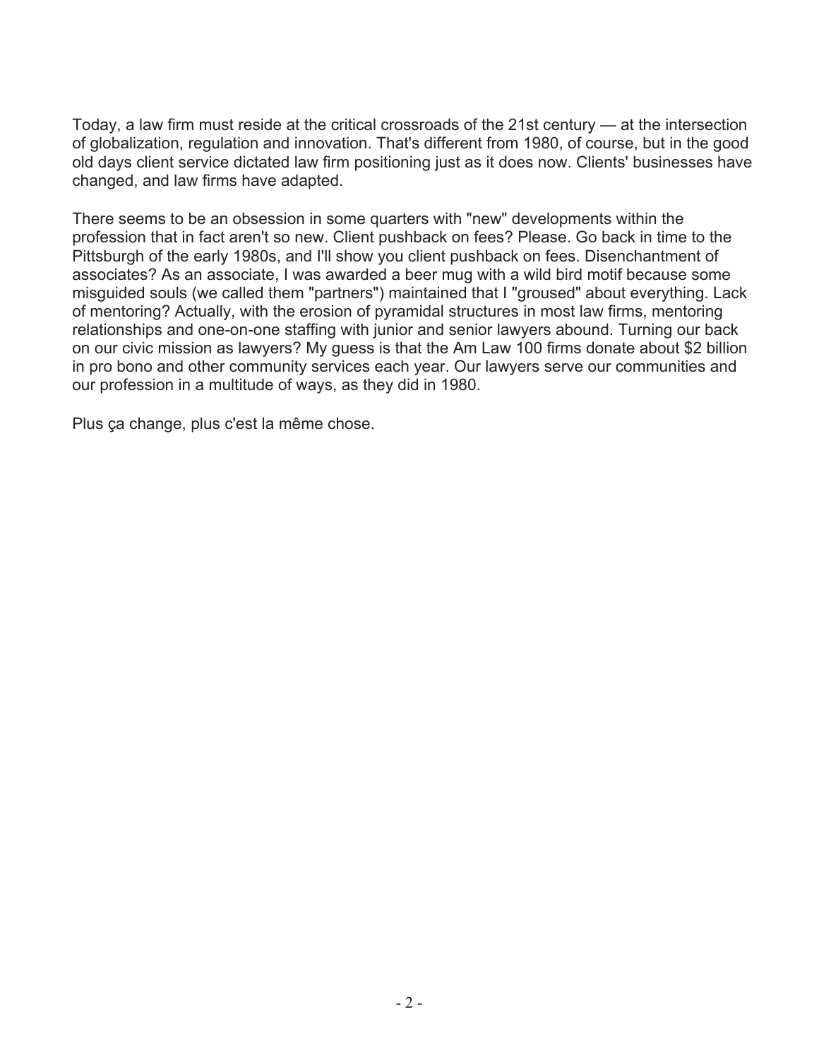Today, a law firm must reside at the critical crossroads of the 21st century — at the intersection of globalization, regulation and innovation. That's different from 1980, of course, but in the good old days client service dictated law firm positioning just as it does now. Clients' businesses have changed, and law firms have adapted.

There seems to be an obsession in some quarters with "new" developments within the profession that in fact aren't so new. Client pushback on fees? Please. Go back in time to the Pittsburgh of the early 1980s, and I'll show you client pushback on fees. Disenchantment of associates? As an associate, I was awarded a beer mug with a wild bird motif because some misguided souls (we called them "partners") maintained that I "groused" about everything. Lack of mentoring? Actually, with the erosion of pyramidal structures in most law firms, mentoring relationships and one-on-one staffing with junior and senior lawyers abound. Turning our back on our civic mission as lawyers? My guess is that the Am Law 100 firms donate about $2 billion in pro bono and other community services each year. Our lawyers serve our communities and our profession in a multitude of ways, as they did in 1980.

Plus ça change, plus c'est la même chose.